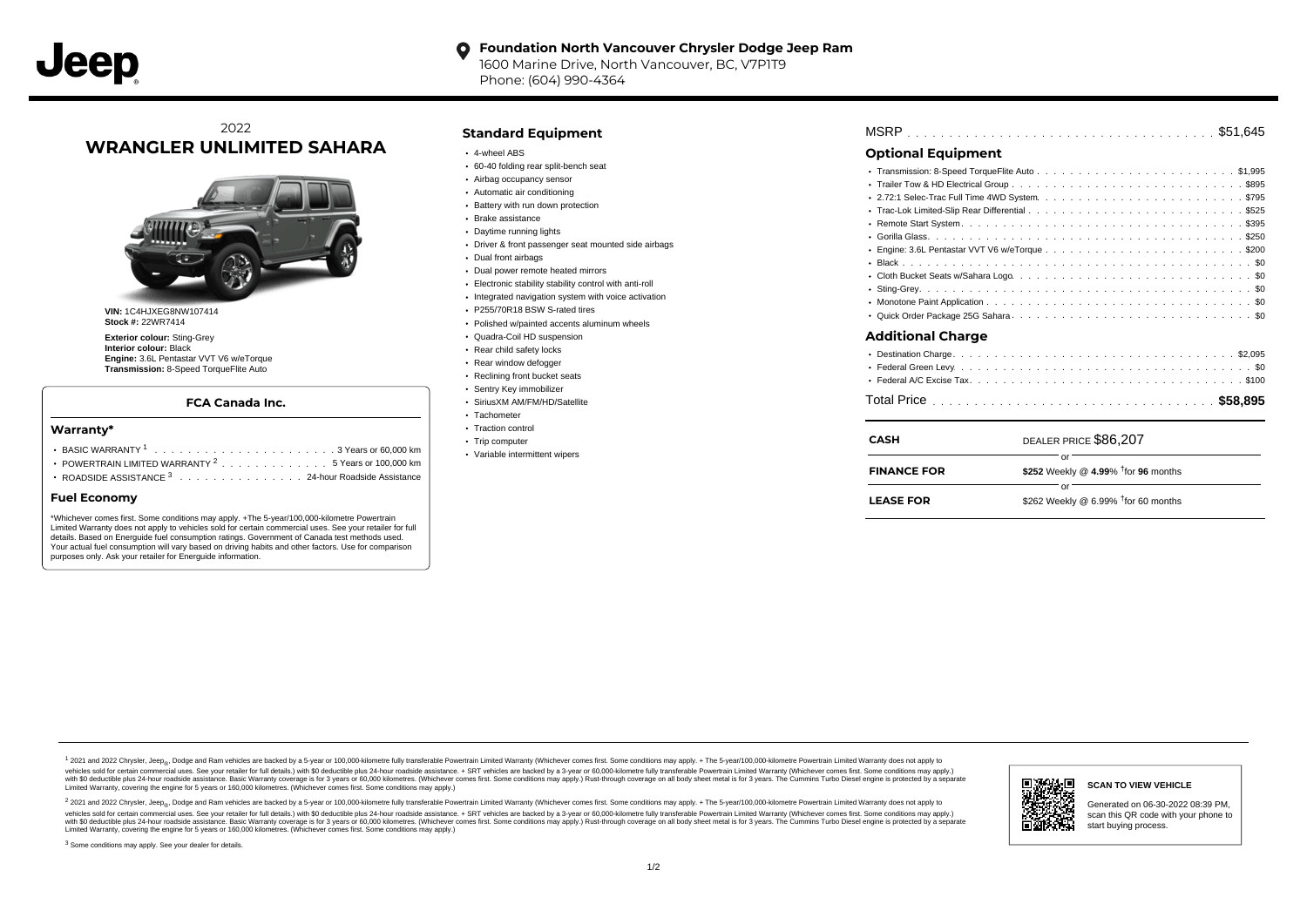**Foundation North Vancouver Chrysler Dodge Jeep Ram**
1600 Marine Drive, North Vancouver, BC, V7P1T9
Phone: (604) 990-4364

2022
# WRANGLER UNLIMITED SAHARA

**VIN:** 1C4HJXEG8NW107414
**Stock #:** 22WR7414

**Exterior colour:** Sting-Grey
**Interior colour:** Black
**Engine:** 3.6L Pentastar VVT V6 w/eTorque
**Transmission:** 8-Speed TorqueFlite Auto

### FCA Canada Inc.

#### Warranty*

- BASIC WARRANTY [1] . . . . . . . . . . 3 Years or 60,000 km
- POWERTRAIN LIMITED WARRANTY [2] . . . . . . 5 Years or 100,000 km
- ROADSIDE ASSISTANCE [3] . . . . . . . 24-hour Roadside Assistance

#### Fuel Economy

*Whichever comes first. Some conditions may apply. +The 5-year/100,000-kilometre Powertrain Limited Warranty does not apply to vehicles sold for certain commercial uses. See your retailer for full details. Based on Energuide fuel consumption ratings. Government of Canada test methods used. Your actual fuel consumption will vary based on driving habits and other factors. Use for comparison purposes only. Ask your retailer for Energuide information.

## Standard Equipment

- 4-wheel ABS
- 60-40 folding rear split-bench seat
- Airbag occupancy sensor
- Automatic air conditioning
- Battery with run down protection
- Brake assistance
- Daytime running lights
- Driver & front passenger seat mounted side airbags
- Dual front airbags
- Dual power remote heated mirrors
- Electronic stability stability control with anti-roll
- Integrated navigation system with voice activation
- P255/70R18 BSW S-rated tires
- Polished w/painted accents aluminum wheels
- Quadra-Coil HD suspension
- Rear child safety locks
- Rear window defogger
- Reclining front bucket seats
- Sentry Key immobilizer
- SiriusXM AM/FM/HD/Satellite
- Tachometer
- Traction control
- Trip computer
- Variable intermittent wipers

MSRP . . . . . . . . . . $51,645

## Optional Equipment

- Transmission: 8-Speed TorqueFlite Auto . . . . . . $1,995
- Trailer Tow & HD Electrical Group . . . . . . $895
- 2.72:1 Selec-Trac Full Time 4WD System. . . . . . $795
- Trac-Lok Limited-Slip Rear Differential . . . . . . $525
- Remote Start System. . . . . . $395
- Gorilla Glass. . . . . . $250
- Engine: 3.6L Pentastar VVT V6 w/eTorque . . . . . . $200
- Black . . . . . . $0
- Cloth Bucket Seats w/Sahara Logo. . . . . . $0
- Sting-Grey. . . . . . $0
- Monotone Paint Application . . . . . . $0
- Quick Order Package 25G Sahara . . . . . . $0

## Additional Charge

- Destination Charge. . . . . . $2,095
- Federal Green Levy. . . . . . $0
- Federal A/C Excise Tax. . . . . . $100

Total Price . . . . . . . . . . **$58,895**

| | |
|---|---|
| **CASH** | DEALER PRICE $86,207 |
| | or |
| **FINANCE FOR** | **$252** Weekly @ **4.99**% †for **96** months |
| | or |
| **LEASE FOR** | $262 Weekly @ 6.99% †for 60 months |

[1] 2021 and 2022 Chrysler, Jeep®, Dodge and Ram vehicles are backed by a 5-year or 100,000-kilometre fully transferable Powertrain Limited Warranty (Whichever comes first. Some conditions may apply. + The 5-year/100,000-kilometre Powertrain Limited Warranty does not apply to vehicles sold for certain commercial uses. See your retailer for full details.) with $0 deductible plus 24-hour roadside assistance. + SRT vehicles are backed by a 3-year or 60,000-kilometre fully transferable Powertrain Limited Warranty (Whichever comes first. Some conditions may apply.) with $0 deductible plus 24-hour roadside assistance. Basic Warranty coverage is for 3 years or 60,000 kilometres. (Whichever comes first. Some conditions may apply.) Rust-through coverage on all body sheet metal is for 3 years. The Cummins Turbo Diesel engine is protected by a separate Limited Warranty, covering the engine for 5 years or 160,000 kilometres. (Whichever comes first. Some conditions may apply.)

[2] 2021 and 2022 Chrysler, Jeep®, Dodge and Ram vehicles are backed by a 5-year or 100,000-kilometre fully transferable Powertrain Limited Warranty (Whichever comes first. Some conditions may apply. + The 5-year/100,000-kilometre Powertrain Limited Warranty does not apply to vehicles sold for certain commercial uses. See your retailer for full details.) with $0 deductible plus 24-hour roadside assistance. + SRT vehicles are backed by a 3-year or 60,000-kilometre fully transferable Powertrain Limited Warranty (Whichever comes first. Some conditions may apply.) with $0 deductible plus 24-hour roadside assistance. Basic Warranty coverage is for 3 years or 60,000 kilometres. (Whichever comes first. Some conditions may apply.) Rust-through coverage on all body sheet metal is for 3 years. The Cummins Turbo Diesel engine is protected by a separate Limited Warranty, covering the engine for 5 years or 160,000 kilometres. (Whichever comes first. Some conditions may apply.)

[3] Some conditions may apply. See your dealer for details.

**SCAN TO VIEW VEHICLE**

Generated on 06-30-2022 08:39 PM, scan this QR code with your phone to start buying process.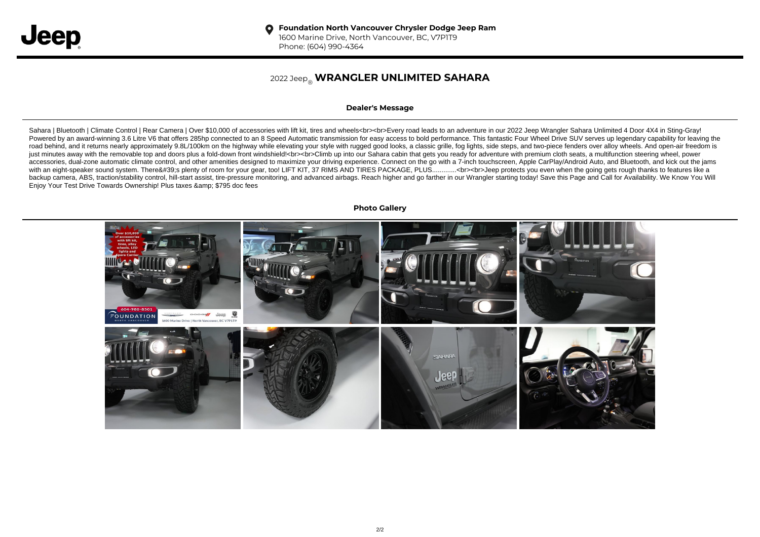Jeep

**Foundation North Vancouver Chrysler Dodge Jeep Ram**
1600 Marine Drive, North Vancouver, BC, V7P1T9
Phone: (604) 990-4364

# 2022 Jeep® WRANGLER UNLIMITED SAHARA

## Dealer's Message

Sahara | Bluetooth | Climate Control | Rear Camera | Over $10,000 of accessories with lift kit, tires and wheels<br><br>Every road leads to an adventure in our 2022 Jeep Wrangler Sahara Unlimited 4 Door 4X4 in Sting-Gray! Powered by an award-winning 3.6 Litre V6 that offers 285hp connected to an 8 Speed Automatic transmission for easy access to bold performance. This fantastic Four Wheel Drive SUV serves up legendary capability for leaving the road behind, and it returns nearly approximately 9.8L/100km on the highway while elevating your style with rugged good looks, a classic grille, fog lights, side steps, and two-piece fenders over alloy wheels. And open-air freedom is just minutes away with the removable top and doors plus a fold-down front windshield!<br><br>Climb up into our Sahara cabin that gets you ready for adventure with premium cloth seats, a multifunction steering wheel, power accessories, dual-zone automatic climate control, and other amenities designed to maximize your driving experience. Connect on the go with a 7-inch touchscreen, Apple CarPlay/Android Auto, and Bluetooth, and kick out the jams with an eight-speaker sound system. There&#39;s plenty of room for your gear, too! LIFT KIT, 37 RIMS AND TIRES PACKAGE, PLUS.............<br><br>Jeep protects you even when the going gets rough thanks to features like a backup camera, ABS, traction/stability control, hill-start assist, tire-pressure monitoring, and advanced airbags. Reach higher and go farther in our Wrangler starting today! Save this Page and Call for Availability. We Know You Will Enjoy Your Test Drive Towards Ownership! Plus taxes &amp; $795 doc fees

## Photo Gallery